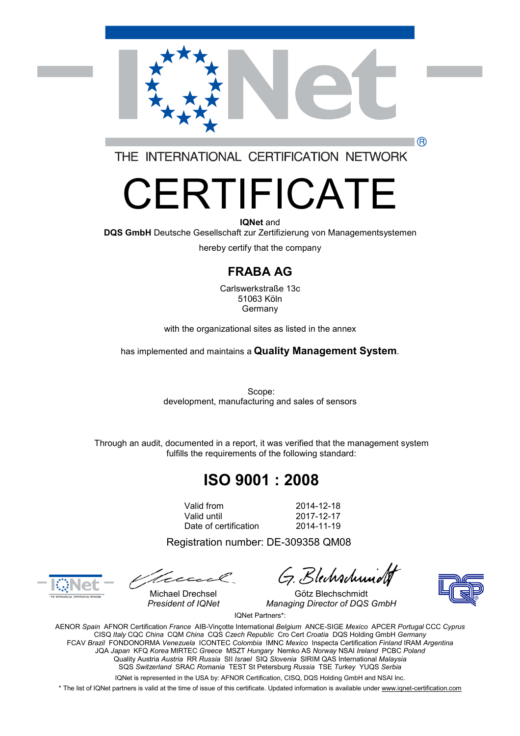THE INTERNATIONAL CERTIFICATION NETWORK

# CERTIFICATE

**IQNet** and
**DQS GmbH** Deutsche Gesellschaft zur Zertifizierung von Managementsystemen

hereby certify that the company

## FRABA AG

Carlswerkstraße 13c
51063 Köln
Germany

with the organizational sites as listed in the annex

has implemented and maintains a **Quality Management System**.

Scope:
development, manufacturing and sales of sensors

Through an audit, documented in a report, it was verified that the management system fulfills the requirements of the following standard:

## ISO 9001 : 2008

| | |
|---|---|
| Valid from | 2014-12-18 |
| Valid until | 2017-12-17 |
| Date of certification | 2014-11-19 |

Registration number: DE-309358 QM08

Michael Drechsel
*President of IQNet*

Götz Blechschmidt
*Managing Director of DQS GmbH*

IQNet Partners*:

AENOR *Spain* AFNOR Certification *France* AIB-Vinçotte International *Belgium* ANCE-SIGE *Mexico* APCER *Portugal* CCC *Cyprus* CISQ *Italy* CQC *China* CQM *China* CQS *Czech Republic* Cro Cert *Croatia* DQS Holding GmbH *Germany* FCAV *Brazil* FONDONORMA *Venezuela* ICONTEC *Colombia* IMNC *Mexico* Inspecta Certification *Finland* IRAM *Argentina* JQA *Japan* KFQ *Korea* MIRTEC *Greece* MSZT *Hungary* Nemko AS *Norway* NSAI *Ireland* PCBC *Poland* Quality Austria *Austria* RR *Russia* SII *Israel* SIQ *Slovenia* SIRIM QAS International *Malaysia* SQS *Switzerland* SRAC *Romania* TEST St Petersburg *Russia* TSE *Turkey* YUQS *Serbia*

IQNet is represented in the USA by: AFNOR Certification, CISQ, DQS Holding GmbH and NSAI Inc.

* The list of IQNet partners is valid at the time of issue of this certificate. Updated information is available under www.iqnet-certification.com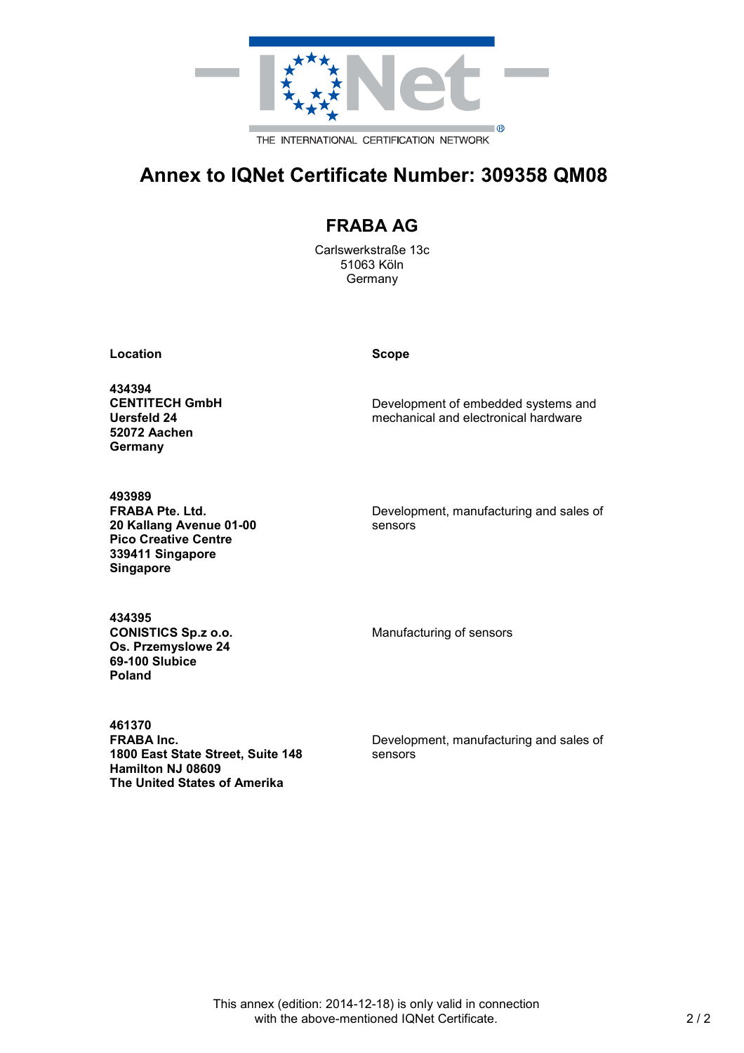THE INTERNATIONAL CERTIFICATION NETWORK

# Annex to IQNet Certificate Number: 309358 QM08

## FRABA AG

Carlswerkstraße 13c
51063 Köln
Germany

| Location | Scope |
| --- | --- |
| **434394**<br>**CENTITECH GmbH**<br>**Uersfeld 24**<br>**52072 Aachen**<br>**Germany** | Development of embedded systems and mechanical and electronical hardware |
| **493989**<br>**FRABA Pte. Ltd.**<br>**20 Kallang Avenue 01-00**<br>**Pico Creative Centre**<br>**339411 Singapore**<br>**Singapore** | Development, manufacturing and sales of sensors |
| **434395**<br>**CONISTICS Sp.z o.o.**<br>**Os. Przemyslowe 24**<br>**69-100 Slubice**<br>**Poland** | Manufacturing of sensors |
| **461370**<br>**FRABA Inc.**<br>**1800 East State Street, Suite 148**<br>**Hamilton NJ 08609**<br>**The United States of Amerika** | Development, manufacturing and sales of sensors |

This annex (edition: 2014-12-18) is only valid in connection with the above-mentioned IQNet Certificate.